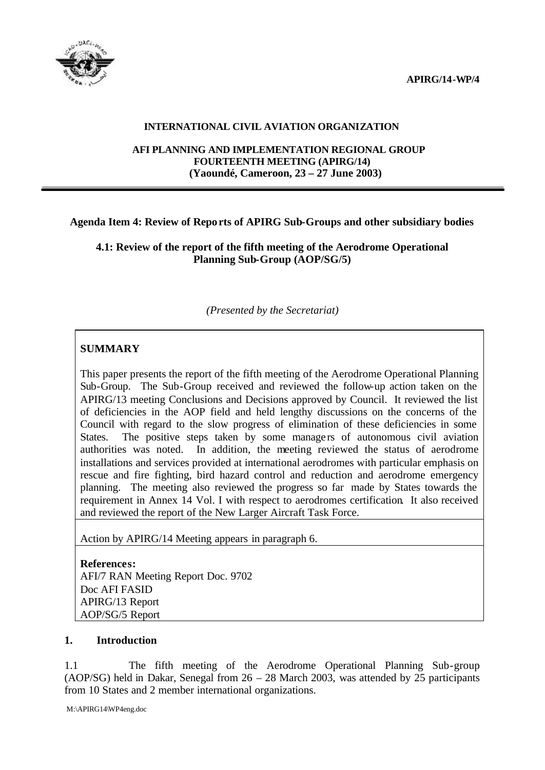**APIRG/14-WP/4**

**INTERNATIONAL CIVIL AVIATION ORGANIZATION**

**AFI PLANNING AND IMPLEMENTATION REGIONAL GROUP FOURTEENTH MEETING (APIRG/14) (Yaoundé, Cameroon, 23 – 27 June 2003)**

**Agenda Item 4: Review of Reports of APIRG Sub-Groups and other subsidiary bodies**

**4.1: Review of the report of the fifth meeting of the Aerodrome Operational Planning Sub-Group (AOP/SG/5)**

*(Presented by the Secretariat)*

**SUMMARY**

This paper presents the report of the fifth meeting of the Aerodrome Operational Planning Sub-Group. The Sub-Group received and reviewed the follow-up action taken on the APIRG/13 meeting Conclusions and Decisions approved by Council. It reviewed the list of deficiencies in the AOP field and held lengthy discussions on the concerns of the Council with regard to the slow progress of elimination of these deficiencies in some States. The positive steps taken by some managers of autonomous civil aviation authorities was noted. In addition, the meeting reviewed the status of aerodrome installations and services provided at international aerodromes with particular emphasis on rescue and fire fighting, bird hazard control and reduction and aerodrome emergency planning. The meeting also reviewed the progress so far made by States towards the requirement in Annex 14 Vol. I with respect to aerodromes certification. It also received and reviewed the report of the New Larger Aircraft Task Force.

Action by APIRG/14 Meeting appears in paragraph 6.

**References:**
AFI/7 RAN Meeting Report Doc. 9702
Doc AFI FASID
APIRG/13 Report
AOP/SG/5 Report

## 1. Introduction

1.1 The fifth meeting of the Aerodrome Operational Planning Sub-group (AOP/SG) held in Dakar, Senegal from 26 – 28 March 2003, was attended by 25 participants from 10 States and 2 member international organizations.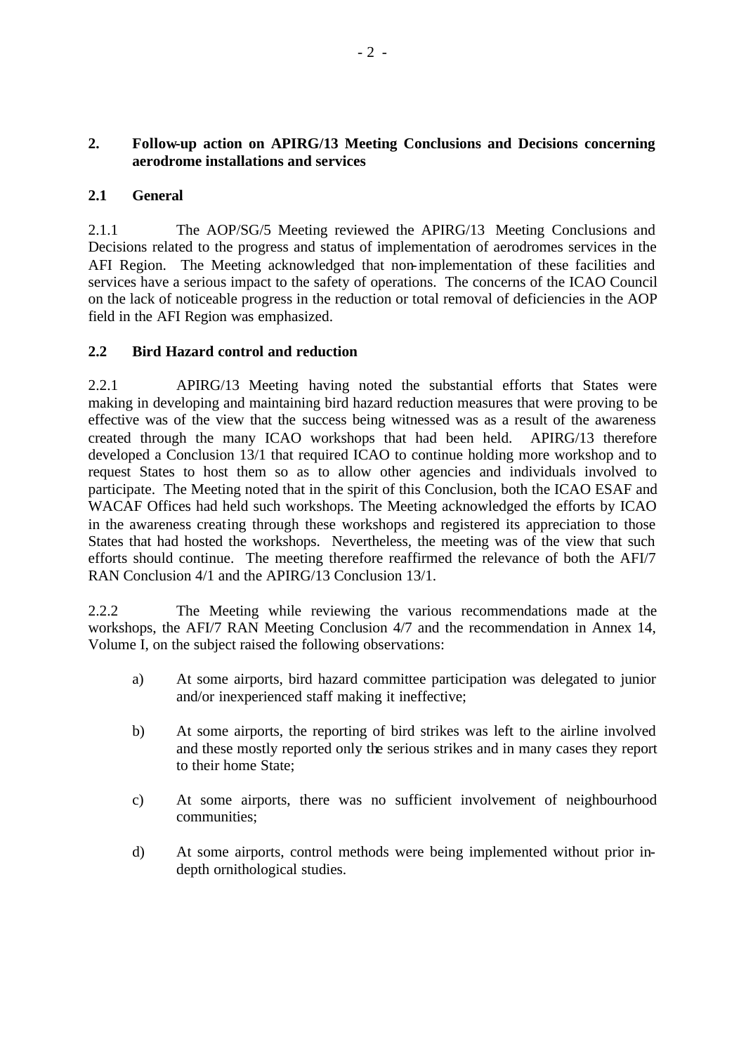## 2. Follow-up action on APIRG/13 Meeting Conclusions and Decisions concerning aerodrome installations and services

### 2.1 General

2.1.1 The AOP/SG/5 Meeting reviewed the APIRG/13 Meeting Conclusions and Decisions related to the progress and status of implementation of aerodromes services in the AFI Region. The Meeting acknowledged that non-implementation of these facilities and services have a serious impact to the safety of operations. The concerns of the ICAO Council on the lack of noticeable progress in the reduction or total removal of deficiencies in the AOP field in the AFI Region was emphasized.

### 2.2 Bird Hazard control and reduction

2.2.1 APIRG/13 Meeting having noted the substantial efforts that States were making in developing and maintaining bird hazard reduction measures that were proving to be effective was of the view that the success being witnessed was as a result of the awareness created through the many ICAO workshops that had been held. APIRG/13 therefore developed a Conclusion 13/1 that required ICAO to continue holding more workshop and to request States to host them so as to allow other agencies and individuals involved to participate. The Meeting noted that in the spirit of this Conclusion, both the ICAO ESAF and WACAF Offices had held such workshops. The Meeting acknowledged the efforts by ICAO in the awareness creating through these workshops and registered its appreciation to those States that had hosted the workshops. Nevertheless, the meeting was of the view that such efforts should continue. The meeting therefore reaffirmed the relevance of both the AFI/7 RAN Conclusion 4/1 and the APIRG/13 Conclusion 13/1.

2.2.2 The Meeting while reviewing the various recommendations made at the workshops, the AFI/7 RAN Meeting Conclusion 4/7 and the recommendation in Annex 14, Volume I, on the subject raised the following observations:

a) At some airports, bird hazard committee participation was delegated to junior and/or inexperienced staff making it ineffective;

b) At some airports, the reporting of bird strikes was left to the airline involved and these mostly reported only the serious strikes and in many cases they report to their home State;

c) At some airports, there was no sufficient involvement of neighbourhood communities;

d) At some airports, control methods were being implemented without prior in-depth ornithological studies.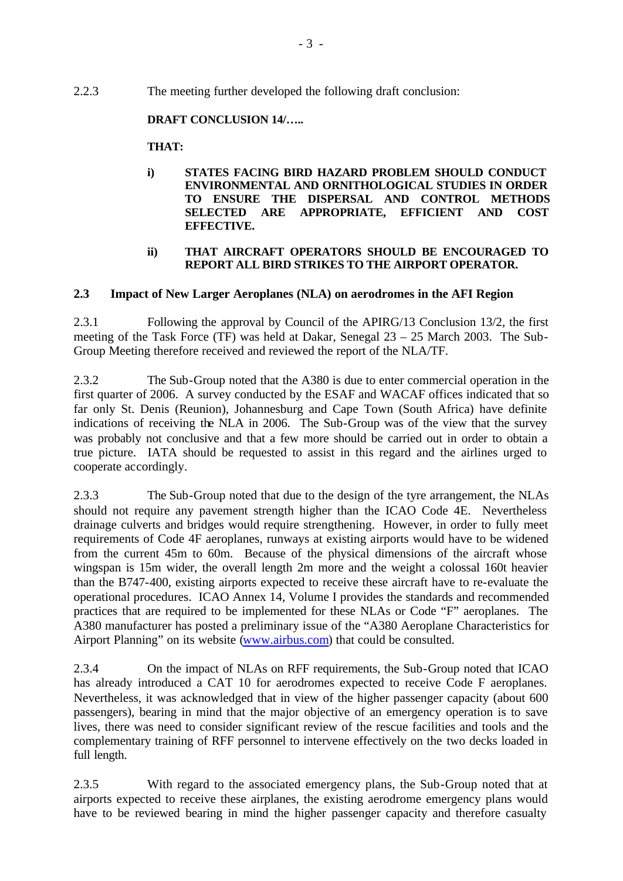2.2.3 The meeting further developed the following draft conclusion:

**DRAFT CONCLUSION 14/…..**

**THAT:**

**i) STATES FACING BIRD HAZARD PROBLEM SHOULD CONDUCT ENVIRONMENTAL AND ORNITHOLOGICAL STUDIES IN ORDER TO ENSURE THE DISPERSAL AND CONTROL METHODS SELECTED ARE APPROPRIATE, EFFICIENT AND COST EFFECTIVE.**

**ii) THAT AIRCRAFT OPERATORS SHOULD BE ENCOURAGED TO REPORT ALL BIRD STRIKES TO THE AIRPORT OPERATOR.**

## 2.3 Impact of New Larger Aeroplanes (NLA) on aerodromes in the AFI Region

2.3.1 Following the approval by Council of the APIRG/13 Conclusion 13/2, the first meeting of the Task Force (TF) was held at Dakar, Senegal 23 – 25 March 2003. The Sub-Group Meeting therefore received and reviewed the report of the NLA/TF.

2.3.2 The Sub-Group noted that the A380 is due to enter commercial operation in the first quarter of 2006. A survey conducted by the ESAF and WACAF offices indicated that so far only St. Denis (Reunion), Johannesburg and Cape Town (South Africa) have definite indications of receiving the NLA in 2006. The Sub-Group was of the view that the survey was probably not conclusive and that a few more should be carried out in order to obtain a true picture. IATA should be requested to assist in this regard and the airlines urged to cooperate accordingly.

2.3.3 The Sub-Group noted that due to the design of the tyre arrangement, the NLAs should not require any pavement strength higher than the ICAO Code 4E. Nevertheless drainage culverts and bridges would require strengthening. However, in order to fully meet requirements of Code 4F aeroplanes, runways at existing airports would have to be widened from the current 45m to 60m. Because of the physical dimensions of the aircraft whose wingspan is 15m wider, the overall length 2m more and the weight a colossal 160t heavier than the B747-400, existing airports expected to receive these aircraft have to re-evaluate the operational procedures. ICAO Annex 14, Volume I provides the standards and recommended practices that are required to be implemented for these NLAs or Code "F" aeroplanes. The A380 manufacturer has posted a preliminary issue of the "A380 Aeroplane Characteristics for Airport Planning" on its website (www.airbus.com) that could be consulted.

2.3.4 On the impact of NLAs on RFF requirements, the Sub-Group noted that ICAO has already introduced a CAT 10 for aerodromes expected to receive Code F aeroplanes. Nevertheless, it was acknowledged that in view of the higher passenger capacity (about 600 passengers), bearing in mind that the major objective of an emergency operation is to save lives, there was need to consider significant review of the rescue facilities and tools and the complementary training of RFF personnel to intervene effectively on the two decks loaded in full length.

2.3.5 With regard to the associated emergency plans, the Sub-Group noted that at airports expected to receive these airplanes, the existing aerodrome emergency plans would have to be reviewed bearing in mind the higher passenger capacity and therefore casualty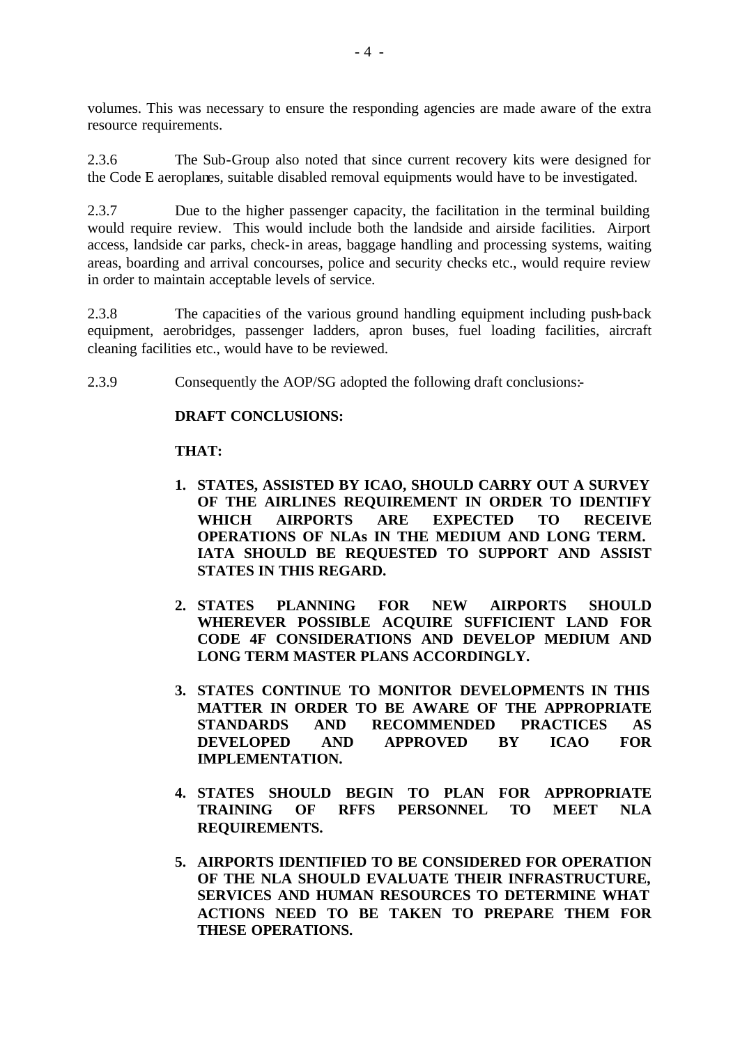volumes. This was necessary to ensure the responding agencies are made aware of the extra resource requirements.

2.3.6 The Sub-Group also noted that since current recovery kits were designed for the Code E aeroplanes, suitable disabled removal equipments would have to be investigated.

2.3.7 Due to the higher passenger capacity, the facilitation in the terminal building would require review. This would include both the landside and airside facilities. Airport access, landside car parks, check-in areas, baggage handling and processing systems, waiting areas, boarding and arrival concourses, police and security checks etc., would require review in order to maintain acceptable levels of service.

2.3.8 The capacities of the various ground handling equipment including push-back equipment, aerobridges, passenger ladders, apron buses, fuel loading facilities, aircraft cleaning facilities etc., would have to be reviewed.

2.3.9 Consequently the AOP/SG adopted the following draft conclusions:-

**DRAFT CONCLUSIONS:**

**THAT:**

1. **STATES, ASSISTED BY ICAO, SHOULD CARRY OUT A SURVEY OF THE AIRLINES REQUIREMENT IN ORDER TO IDENTIFY WHICH AIRPORTS ARE EXPECTED TO RECEIVE OPERATIONS OF NLAs IN THE MEDIUM AND LONG TERM. IATA SHOULD BE REQUESTED TO SUPPORT AND ASSIST STATES IN THIS REGARD.**

2. **STATES PLANNING FOR NEW AIRPORTS SHOULD WHEREVER POSSIBLE ACQUIRE SUFFICIENT LAND FOR CODE 4F CONSIDERATIONS AND DEVELOP MEDIUM AND LONG TERM MASTER PLANS ACCORDINGLY.**

3. **STATES CONTINUE TO MONITOR DEVELOPMENTS IN THIS MATTER IN ORDER TO BE AWARE OF THE APPROPRIATE STANDARDS AND RECOMMENDED PRACTICES AS DEVELOPED AND APPROVED BY ICAO FOR IMPLEMENTATION.**

4. **STATES SHOULD BEGIN TO PLAN FOR APPROPRIATE TRAINING OF RFFS PERSONNEL TO MEET NLA REQUIREMENTS.**

5. **AIRPORTS IDENTIFIED TO BE CONSIDERED FOR OPERATION OF THE NLA SHOULD EVALUATE THEIR INFRASTRUCTURE, SERVICES AND HUMAN RESOURCES TO DETERMINE WHAT ACTIONS NEED TO BE TAKEN TO PREPARE THEM FOR THESE OPERATIONS.**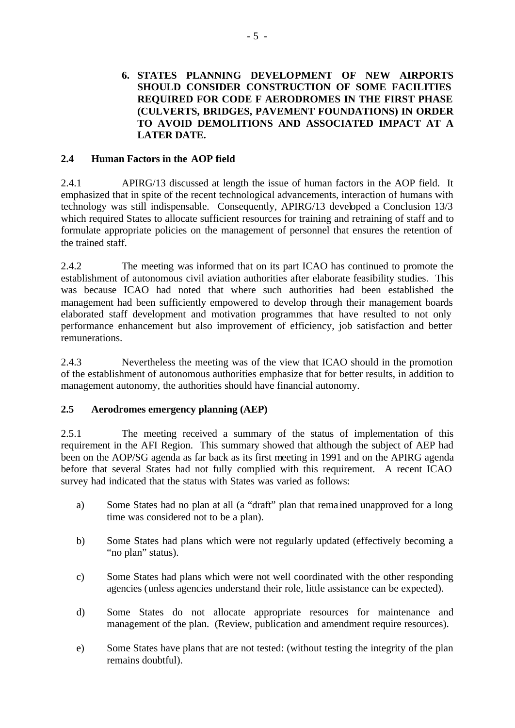6. **STATES PLANNING DEVELOPMENT OF NEW AIRPORTS SHOULD CONSIDER CONSTRUCTION OF SOME FACILITIES REQUIRED FOR CODE F AERODROMES IN THE FIRST PHASE (CULVERTS, BRIDGES, PAVEMENT FOUNDATIONS) IN ORDER TO AVOID DEMOLITIONS AND ASSOCIATED IMPACT AT A LATER DATE.**

### 2.4 Human Factors in the AOP field

2.4.1 APIRG/13 discussed at length the issue of human factors in the AOP field. It emphasized that in spite of the recent technological advancements, interaction of humans with technology was still indispensable. Consequently, APIRG/13 developed a Conclusion 13/3 which required States to allocate sufficient resources for training and retraining of staff and to formulate appropriate policies on the management of personnel that ensures the retention of the trained staff.

2.4.2 The meeting was informed that on its part ICAO has continued to promote the establishment of autonomous civil aviation authorities after elaborate feasibility studies. This was because ICAO had noted that where such authorities had been established the management had been sufficiently empowered to develop through their management boards elaborated staff development and motivation programmes that have resulted to not only performance enhancement but also improvement of efficiency, job satisfaction and better remunerations.

2.4.3 Nevertheless the meeting was of the view that ICAO should in the promotion of the establishment of autonomous authorities emphasize that for better results, in addition to management autonomy, the authorities should have financial autonomy.

### 2.5 Aerodromes emergency planning (AEP)

2.5.1 The meeting received a summary of the status of implementation of this requirement in the AFI Region. This summary showed that although the subject of AEP had been on the AOP/SG agenda as far back as its first meeting in 1991 and on the APIRG agenda before that several States had not fully complied with this requirement. A recent ICAO survey had indicated that the status with States was varied as follows:

a) Some States had no plan at all (a "draft" plan that remained unapproved for a long time was considered not to be a plan).

b) Some States had plans which were not regularly updated (effectively becoming a "no plan" status).

c) Some States had plans which were not well coordinated with the other responding agencies (unless agencies understand their role, little assistance can be expected).

d) Some States do not allocate appropriate resources for maintenance and management of the plan. (Review, publication and amendment require resources).

e) Some States have plans that are not tested: (without testing the integrity of the plan remains doubtful).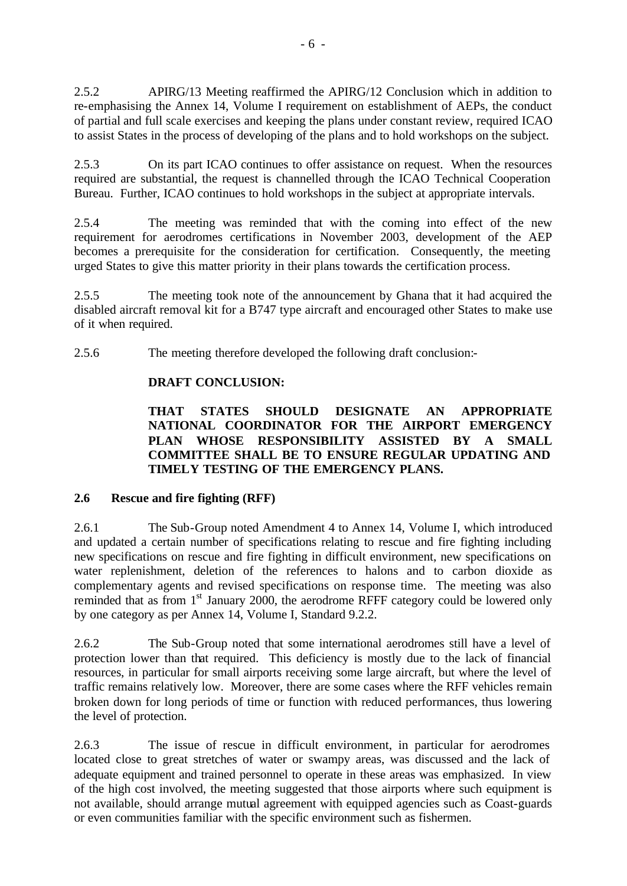2.5.2 APIRG/13 Meeting reaffirmed the APIRG/12 Conclusion which in addition to re-emphasising the Annex 14, Volume I requirement on establishment of AEPs, the conduct of partial and full scale exercises and keeping the plans under constant review, required ICAO to assist States in the process of developing of the plans and to hold workshops on the subject.

2.5.3 On its part ICAO continues to offer assistance on request. When the resources required are substantial, the request is channelled through the ICAO Technical Cooperation Bureau. Further, ICAO continues to hold workshops in the subject at appropriate intervals.

2.5.4 The meeting was reminded that with the coming into effect of the new requirement for aerodromes certifications in November 2003, development of the AEP becomes a prerequisite for the consideration for certification. Consequently, the meeting urged States to give this matter priority in their plans towards the certification process.

2.5.5 The meeting took note of the announcement by Ghana that it had acquired the disabled aircraft removal kit for a B747 type aircraft and encouraged other States to make use of it when required.

2.5.6 The meeting therefore developed the following draft conclusion:-

**DRAFT CONCLUSION:**

**THAT STATES SHOULD DESIGNATE AN APPROPRIATE NATIONAL COORDINATOR FOR THE AIRPORT EMERGENCY PLAN WHOSE RESPONSIBILITY ASSISTED BY A SMALL COMMITTEE SHALL BE TO ENSURE REGULAR UPDATING AND TIMELY TESTING OF THE EMERGENCY PLANS.**

### 2.6 Rescue and fire fighting (RFF)

2.6.1 The Sub-Group noted Amendment 4 to Annex 14, Volume I, which introduced and updated a certain number of specifications relating to rescue and fire fighting including new specifications on rescue and fire fighting in difficult environment, new specifications on water replenishment, deletion of the references to halons and to carbon dioxide as complementary agents and revised specifications on response time. The meeting was also reminded that as from 1st January 2000, the aerodrome RFFF category could be lowered only by one category as per Annex 14, Volume I, Standard 9.2.2.

2.6.2 The Sub-Group noted that some international aerodromes still have a level of protection lower than that required. This deficiency is mostly due to the lack of financial resources, in particular for small airports receiving some large aircraft, but where the level of traffic remains relatively low. Moreover, there are some cases where the RFF vehicles remain broken down for long periods of time or function with reduced performances, thus lowering the level of protection.

2.6.3 The issue of rescue in difficult environment, in particular for aerodromes located close to great stretches of water or swampy areas, was discussed and the lack of adequate equipment and trained personnel to operate in these areas was emphasized. In view of the high cost involved, the meeting suggested that those airports where such equipment is not available, should arrange mutual agreement with equipped agencies such as Coast-guards or even communities familiar with the specific environment such as fishermen.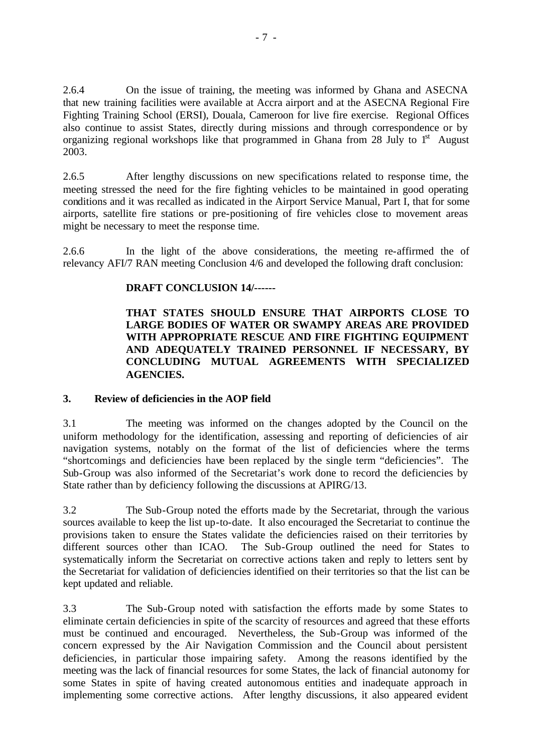2.6.4 On the issue of training, the meeting was informed by Ghana and ASECNA that new training facilities were available at Accra airport and at the ASECNA Regional Fire Fighting Training School (ERSI), Douala, Cameroon for live fire exercise. Regional Offices also continue to assist States, directly during missions and through correspondence or by organizing regional workshops like that programmed in Ghana from 28 July to 1st August 2003.

2.6.5 After lengthy discussions on new specifications related to response time, the meeting stressed the need for the fire fighting vehicles to be maintained in good operating conditions and it was recalled as indicated in the Airport Service Manual, Part I, that for some airports, satellite fire stations or pre-positioning of fire vehicles close to movement areas might be necessary to meet the response time.

2.6.6 In the light of the above considerations, the meeting re-affirmed the of relevancy AFI/7 RAN meeting Conclusion 4/6 and developed the following draft conclusion:

**DRAFT CONCLUSION 14/------**

**THAT STATES SHOULD ENSURE THAT AIRPORTS CLOSE TO LARGE BODIES OF WATER OR SWAMPY AREAS ARE PROVIDED WITH APPROPRIATE RESCUE AND FIRE FIGHTING EQUIPMENT AND ADEQUATELY TRAINED PERSONNEL IF NECESSARY, BY CONCLUDING MUTUAL AGREEMENTS WITH SPECIALIZED AGENCIES.**

## 3. Review of deficiencies in the AOP field

3.1 The meeting was informed on the changes adopted by the Council on the uniform methodology for the identification, assessing and reporting of deficiencies of air navigation systems, notably on the format of the list of deficiencies where the terms "shortcomings and deficiencies have been replaced by the single term "deficiencies". The Sub-Group was also informed of the Secretariat's work done to record the deficiencies by State rather than by deficiency following the discussions at APIRG/13.

3.2 The Sub-Group noted the efforts made by the Secretariat, through the various sources available to keep the list up-to-date. It also encouraged the Secretariat to continue the provisions taken to ensure the States validate the deficiencies raised on their territories by different sources other than ICAO. The Sub-Group outlined the need for States to systematically inform the Secretariat on corrective actions taken and reply to letters sent by the Secretariat for validation of deficiencies identified on their territories so that the list can be kept updated and reliable.

3.3 The Sub-Group noted with satisfaction the efforts made by some States to eliminate certain deficiencies in spite of the scarcity of resources and agreed that these efforts must be continued and encouraged. Nevertheless, the Sub-Group was informed of the concern expressed by the Air Navigation Commission and the Council about persistent deficiencies, in particular those impairing safety. Among the reasons identified by the meeting was the lack of financial resources for some States, the lack of financial autonomy for some States in spite of having created autonomous entities and inadequate approach in implementing some corrective actions. After lengthy discussions, it also appeared evident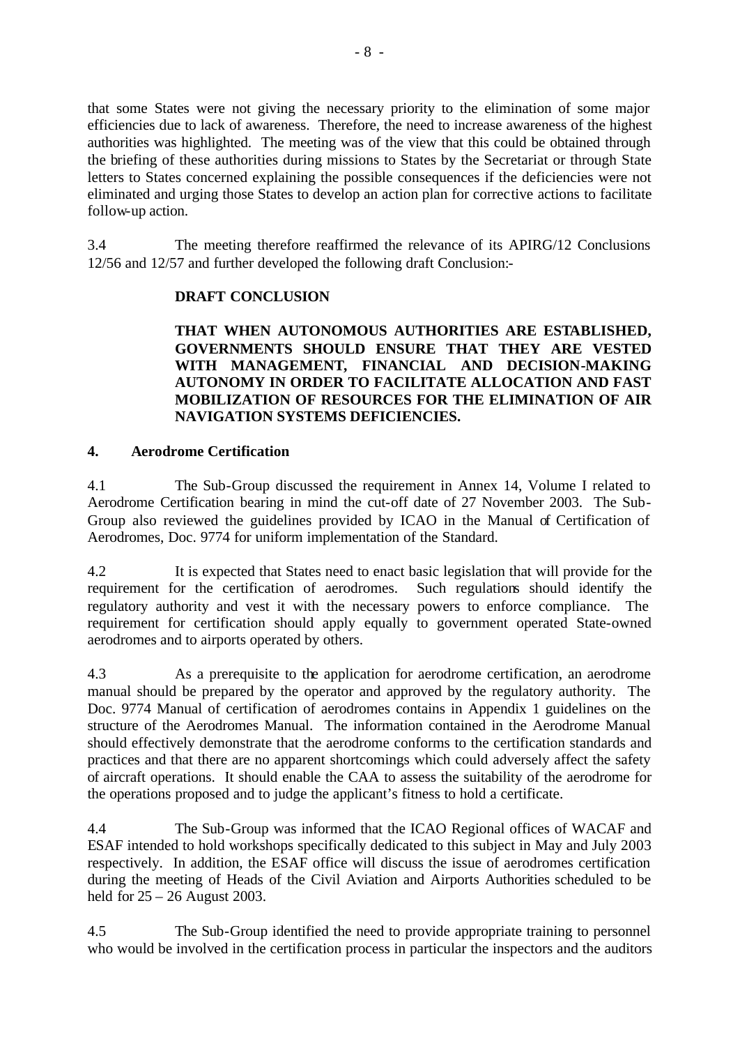that some States were not giving the necessary priority to the elimination of some major efficiencies due to lack of awareness. Therefore, the need to increase awareness of the highest authorities was highlighted. The meeting was of the view that this could be obtained through the briefing of these authorities during missions to States by the Secretariat or through State letters to States concerned explaining the possible consequences if the deficiencies were not eliminated and urging those States to develop an action plan for corrective actions to facilitate follow-up action.

3.4 The meeting therefore reaffirmed the relevance of its APIRG/12 Conclusions 12/56 and 12/57 and further developed the following draft Conclusion:-

**DRAFT CONCLUSION**

**THAT WHEN AUTONOMOUS AUTHORITIES ARE ESTABLISHED, GOVERNMENTS SHOULD ENSURE THAT THEY ARE VESTED WITH MANAGEMENT, FINANCIAL AND DECISION-MAKING AUTONOMY IN ORDER TO FACILITATE ALLOCATION AND FAST MOBILIZATION OF RESOURCES FOR THE ELIMINATION OF AIR NAVIGATION SYSTEMS DEFICIENCIES.**

## 4. Aerodrome Certification

4.1 The Sub-Group discussed the requirement in Annex 14, Volume I related to Aerodrome Certification bearing in mind the cut-off date of 27 November 2003. The Sub-Group also reviewed the guidelines provided by ICAO in the Manual of Certification of Aerodromes, Doc. 9774 for uniform implementation of the Standard.

4.2 It is expected that States need to enact basic legislation that will provide for the requirement for the certification of aerodromes. Such regulations should identify the regulatory authority and vest it with the necessary powers to enforce compliance. The requirement for certification should apply equally to government operated State-owned aerodromes and to airports operated by others.

4.3 As a prerequisite to the application for aerodrome certification, an aerodrome manual should be prepared by the operator and approved by the regulatory authority. The Doc. 9774 Manual of certification of aerodromes contains in Appendix 1 guidelines on the structure of the Aerodromes Manual. The information contained in the Aerodrome Manual should effectively demonstrate that the aerodrome conforms to the certification standards and practices and that there are no apparent shortcomings which could adversely affect the safety of aircraft operations. It should enable the CAA to assess the suitability of the aerodrome for the operations proposed and to judge the applicant's fitness to hold a certificate.

4.4 The Sub-Group was informed that the ICAO Regional offices of WACAF and ESAF intended to hold workshops specifically dedicated to this subject in May and July 2003 respectively. In addition, the ESAF office will discuss the issue of aerodromes certification during the meeting of Heads of the Civil Aviation and Airports Authorities scheduled to be held for 25 – 26 August 2003.

4.5 The Sub-Group identified the need to provide appropriate training to personnel who would be involved in the certification process in particular the inspectors and the auditors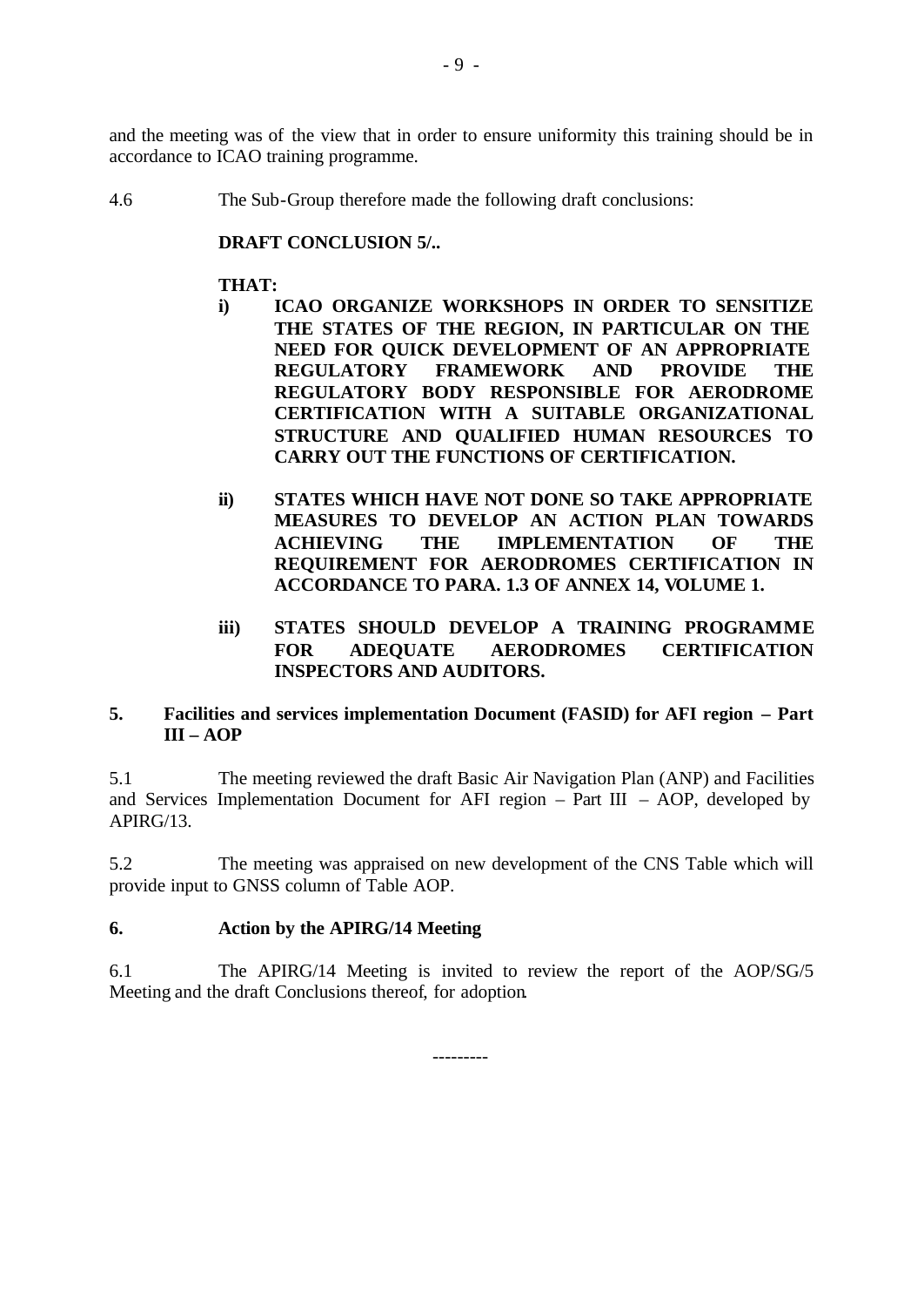and the meeting was of the view that in order to ensure uniformity this training should be in accordance to ICAO training programme.

4.6 The Sub-Group therefore made the following draft conclusions:

**DRAFT CONCLUSION 5/..**

**THAT:**

**i) ICAO ORGANIZE WORKSHOPS IN ORDER TO SENSITIZE THE STATES OF THE REGION, IN PARTICULAR ON THE NEED FOR QUICK DEVELOPMENT OF AN APPROPRIATE REGULATORY FRAMEWORK AND PROVIDE THE REGULATORY BODY RESPONSIBLE FOR AERODROME CERTIFICATION WITH A SUITABLE ORGANIZATIONAL STRUCTURE AND QUALIFIED HUMAN RESOURCES TO CARRY OUT THE FUNCTIONS OF CERTIFICATION.**

**ii) STATES WHICH HAVE NOT DONE SO TAKE APPROPRIATE MEASURES TO DEVELOP AN ACTION PLAN TOWARDS ACHIEVING THE IMPLEMENTATION OF THE REQUIREMENT FOR AERODROMES CERTIFICATION IN ACCORDANCE TO PARA. 1.3 OF ANNEX 14, VOLUME 1.**

**iii) STATES SHOULD DEVELOP A TRAINING PROGRAMME FOR ADEQUATE AERODROMES CERTIFICATION INSPECTORS AND AUDITORS.**

## 5. Facilities and services implementation Document (FASID) for AFI region – Part III – AOP

5.1 The meeting reviewed the draft Basic Air Navigation Plan (ANP) and Facilities and Services Implementation Document for AFI region – Part III – AOP, developed by APIRG/13.

5.2 The meeting was appraised on new development of the CNS Table which will provide input to GNSS column of Table AOP.

## 6. Action by the APIRG/14 Meeting

6.1 The APIRG/14 Meeting is invited to review the report of the AOP/SG/5 Meeting and the draft Conclusions thereof, for adoption.

---------